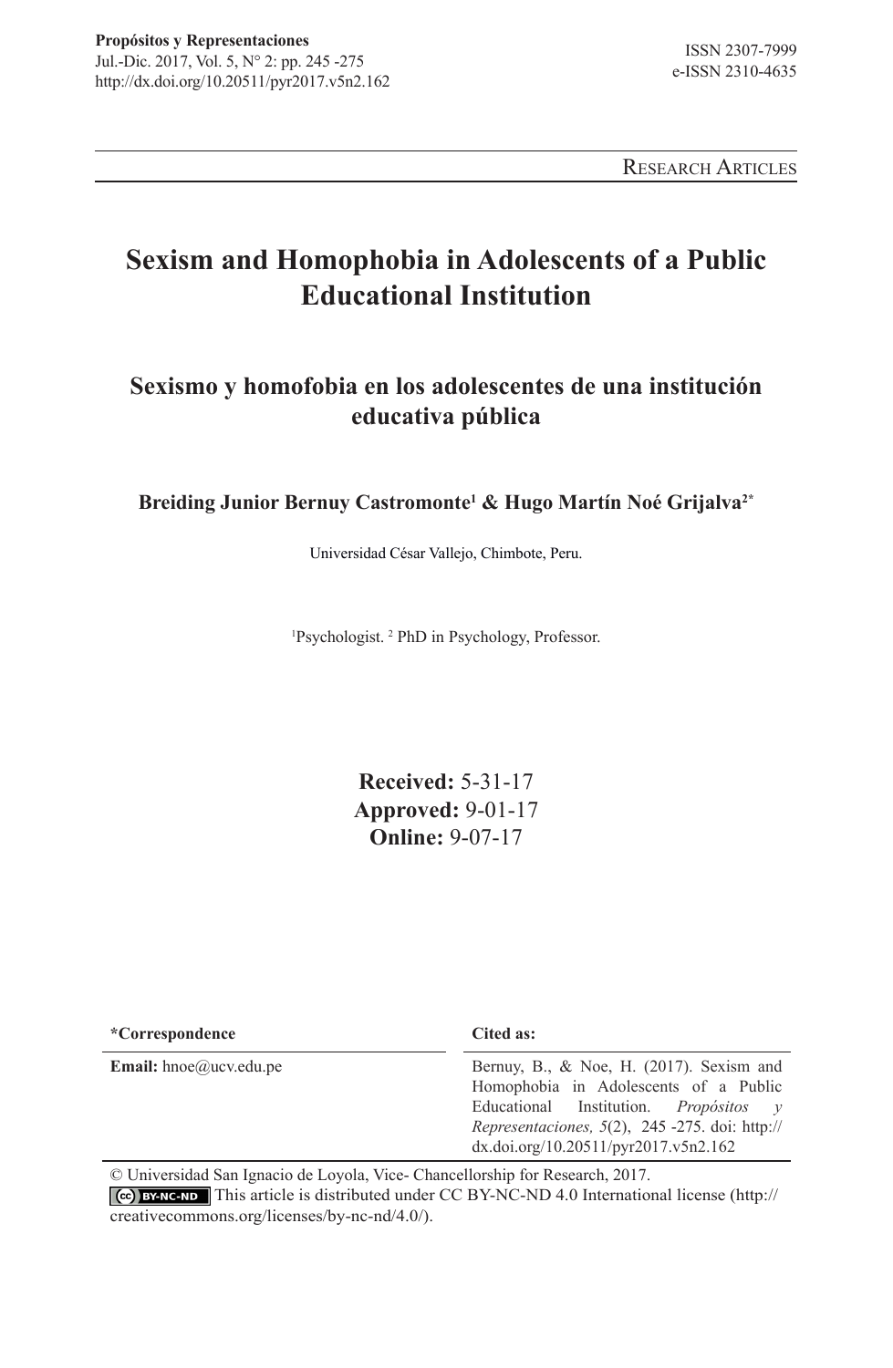Propósitos y Representaciones
Jul.-Dic. 2017, Vol. 5, N° 2: pp. 245 -275
http://dx.doi.org/10.20511/pyr2017.v5n2.162

ISSN 2307-7999
e-ISSN 2310-4635

Research Articles

# Sexism and Homophobia in Adolescents of a Public Educational Institution

## Sexismo y homofobia en los adolescentes de una institución educativa pública

**Breiding Junior Bernuy Castromonte[1] & Hugo Martín Noé Grijalva[2*]**

Universidad César Vallejo, Chimbote, Peru.

[1]Psychologist. [2] PhD in Psychology, Professor.

**Received:** 5-31-17
**Approved:** 9-01-17
**Online:** 9-07-17

| ***Correspondence** | **Cited as:** |
|---|---|
| **Email:** hnoe@ucv.edu.pe | Bernuy, B., & Noe, H. (2017). Sexism and Homophobia in Adolescents of a Public Educational Institution. *Propósitos y Representaciones, 5*(2), 245 -275. doi: http://dx.doi.org/10.20511/pyr2017.v5n2.162 |

© Universidad San Ignacio de Loyola, Vice- Chancellorship for Research, 2017.
This article is distributed under CC BY-NC-ND 4.0 International license (http://creativecommons.org/licenses/by-nc-nd/4.0/).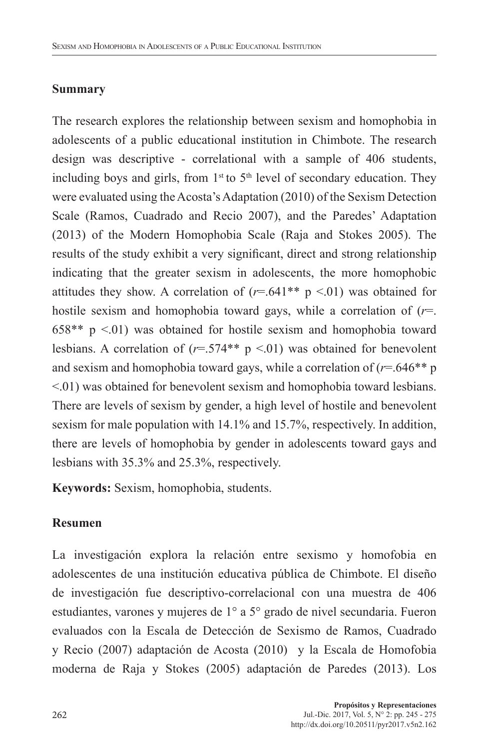## Summary

The research explores the relationship between sexism and homophobia in adolescents of a public educational institution in Chimbote. The research design was descriptive - correlational with a sample of 406 students, including boys and girls, from 1st to 5th level of secondary education. They were evaluated using the Acosta's Adaptation (2010) of the Sexism Detection Scale (Ramos, Cuadrado and Recio 2007), and the Paredes' Adaptation (2013) of the Modern Homophobia Scale (Raja and Stokes 2005). The results of the study exhibit a very significant, direct and strong relationship indicating that the greater sexism in adolescents, the more homophobic attitudes they show. A correlation of ($r$=.641** $p$ <.01) was obtained for hostile sexism and homophobia toward gays, while a correlation of ($r$=.658** $p$ <.01) was obtained for hostile sexism and homophobia toward lesbians. A correlation of ($r$=.574** $p$ <.01) was obtained for benevolent and sexism and homophobia toward gays, while a correlation of ($r$=.646** $p$ <.01) was obtained for benevolent sexism and homophobia toward lesbians. There are levels of sexism by gender, a high level of hostile and benevolent sexism for male population with 14.1% and 15.7%, respectively. In addition, there are levels of homophobia by gender in adolescents toward gays and lesbians with 35.3% and 25.3%, respectively.

**Keywords:** Sexism, homophobia, students.

## Resumen

La investigación explora la relación entre sexismo y homofobia en adolescentes de una institución educativa pública de Chimbote. El diseño de investigación fue descriptivo-correlacional con una muestra de 406 estudiantes, varones y mujeres de 1° a 5° grado de nivel secundaria. Fueron evaluados con la Escala de Detección de Sexismo de Ramos, Cuadrado y Recio (2007) adaptación de Acosta (2010) y la Escala de Homofobia moderna de Raja y Stokes (2005) adaptación de Paredes (2013). Los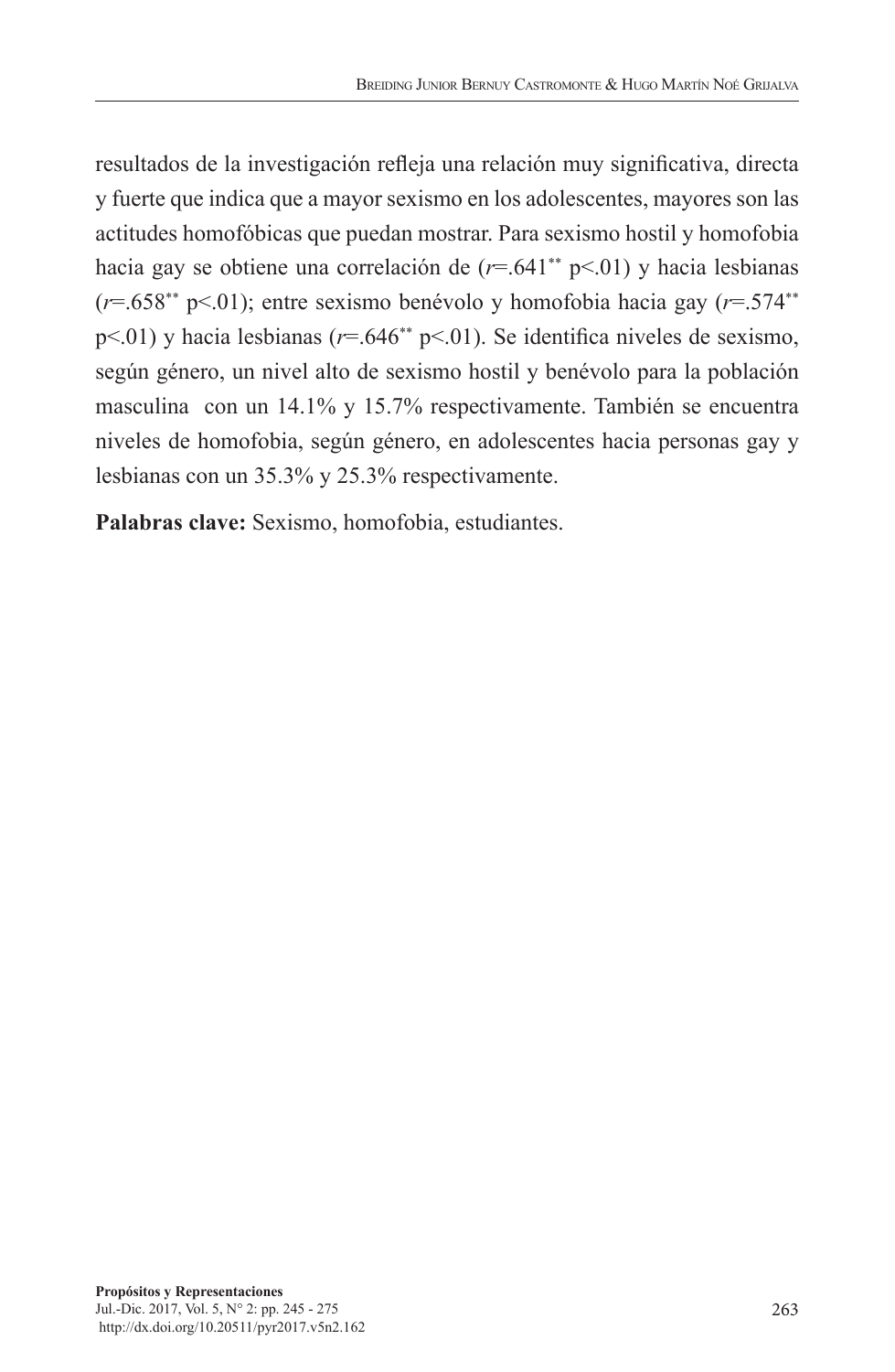resultados de la investigación refleja una relación muy significativa, directa y fuerte que indica que a mayor sexismo en los adolescentes, mayores son las actitudes homofóbicas que puedan mostrar. Para sexismo hostil y homofobia hacia gay se obtiene una correlación de ($r$=.641$^{**}$ $p$<.01) y hacia lesbianas ($r$=.658$^{**}$ $p$<.01); entre sexismo benévolo y homofobia hacia gay ($r$=.574$^{**}$ $p$<.01) y hacia lesbianas ($r$=.646$^{**}$ $p$<.01). Se identifica niveles de sexismo, según género, un nivel alto de sexismo hostil y benévolo para la población masculina con un 14.1% y 15.7% respectivamente. También se encuentra niveles de homofobia, según género, en adolescentes hacia personas gay y lesbianas con un 35.3% y 25.3% respectivamente.

**Palabras clave:** Sexismo, homofobia, estudiantes.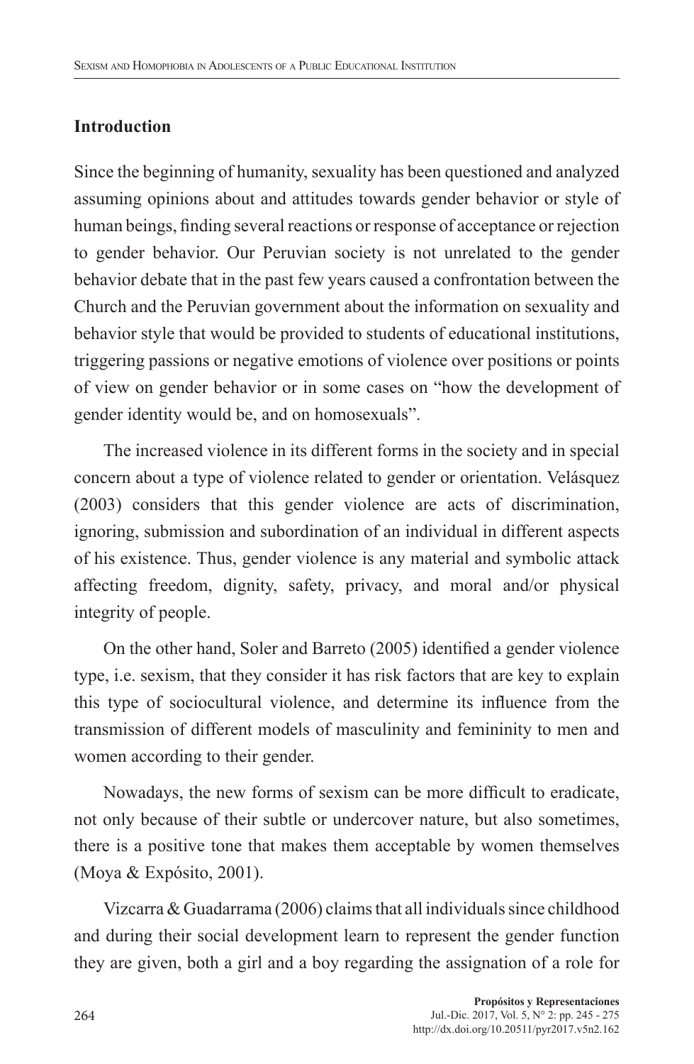## Introduction

Since the beginning of humanity, sexuality has been questioned and analyzed assuming opinions about and attitudes towards gender behavior or style of human beings, finding several reactions or response of acceptance or rejection to gender behavior. Our Peruvian society is not unrelated to the gender behavior debate that in the past few years caused a confrontation between the Church and the Peruvian government about the information on sexuality and behavior style that would be provided to students of educational institutions, triggering passions or negative emotions of violence over positions or points of view on gender behavior or in some cases on "how the development of gender identity would be, and on homosexuals".

The increased violence in its different forms in the society and in special concern about a type of violence related to gender or orientation. Velásquez (2003) considers that this gender violence are acts of discrimination, ignoring, submission and subordination of an individual in different aspects of his existence. Thus, gender violence is any material and symbolic attack affecting freedom, dignity, safety, privacy, and moral and/or physical integrity of people.

On the other hand, Soler and Barreto (2005) identified a gender violence type, i.e. sexism, that they consider it has risk factors that are key to explain this type of sociocultural violence, and determine its influence from the transmission of different models of masculinity and femininity to men and women according to their gender.

Nowadays, the new forms of sexism can be more difficult to eradicate, not only because of their subtle or undercover nature, but also sometimes, there is a positive tone that makes them acceptable by women themselves (Moya & Expósito, 2001).

Vizcarra & Guadarrama (2006) claims that all individuals since childhood and during their social development learn to represent the gender function they are given, both a girl and a boy regarding the assignation of a role for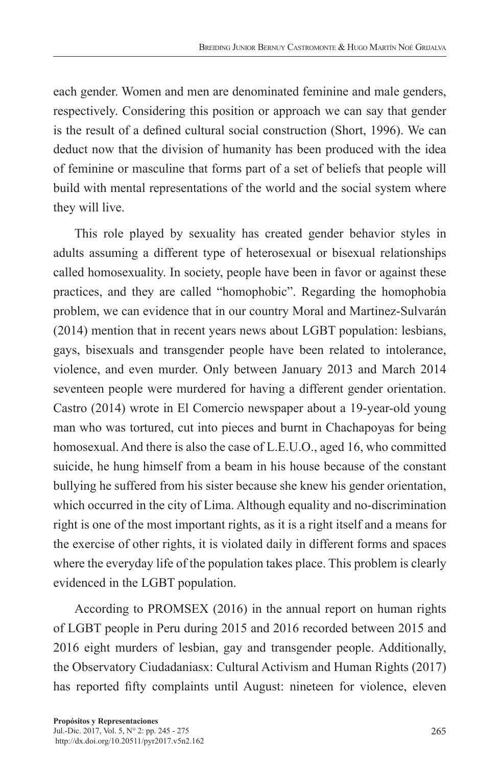each gender. Women and men are denominated feminine and male genders, respectively. Considering this position or approach we can say that gender is the result of a defined cultural social construction (Short, 1996). We can deduct now that the division of humanity has been produced with the idea of feminine or masculine that forms part of a set of beliefs that people will build with mental representations of the world and the social system where they will live.

This role played by sexuality has created gender behavior styles in adults assuming a different type of heterosexual or bisexual relationships called homosexuality. In society, people have been in favor or against these practices, and they are called "homophobic". Regarding the homophobia problem, we can evidence that in our country Moral and Martinez-Sulvarán (2014) mention that in recent years news about LGBT population: lesbians, gays, bisexuals and transgender people have been related to intolerance, violence, and even murder. Only between January 2013 and March 2014 seventeen people were murdered for having a different gender orientation. Castro (2014) wrote in El Comercio newspaper about a 19-year-old young man who was tortured, cut into pieces and burnt in Chachapoyas for being homosexual. And there is also the case of L.E.U.O., aged 16, who committed suicide, he hung himself from a beam in his house because of the constant bullying he suffered from his sister because she knew his gender orientation, which occurred in the city of Lima. Although equality and no-discrimination right is one of the most important rights, as it is a right itself and a means for the exercise of other rights, it is violated daily in different forms and spaces where the everyday life of the population takes place. This problem is clearly evidenced in the LGBT population.

According to PROMSEX (2016) in the annual report on human rights of LGBT people in Peru during 2015 and 2016 recorded between 2015 and 2016 eight murders of lesbian, gay and transgender people. Additionally, the Observatory Ciudadaniasx: Cultural Activism and Human Rights (2017) has reported fifty complaints until August: nineteen for violence, eleven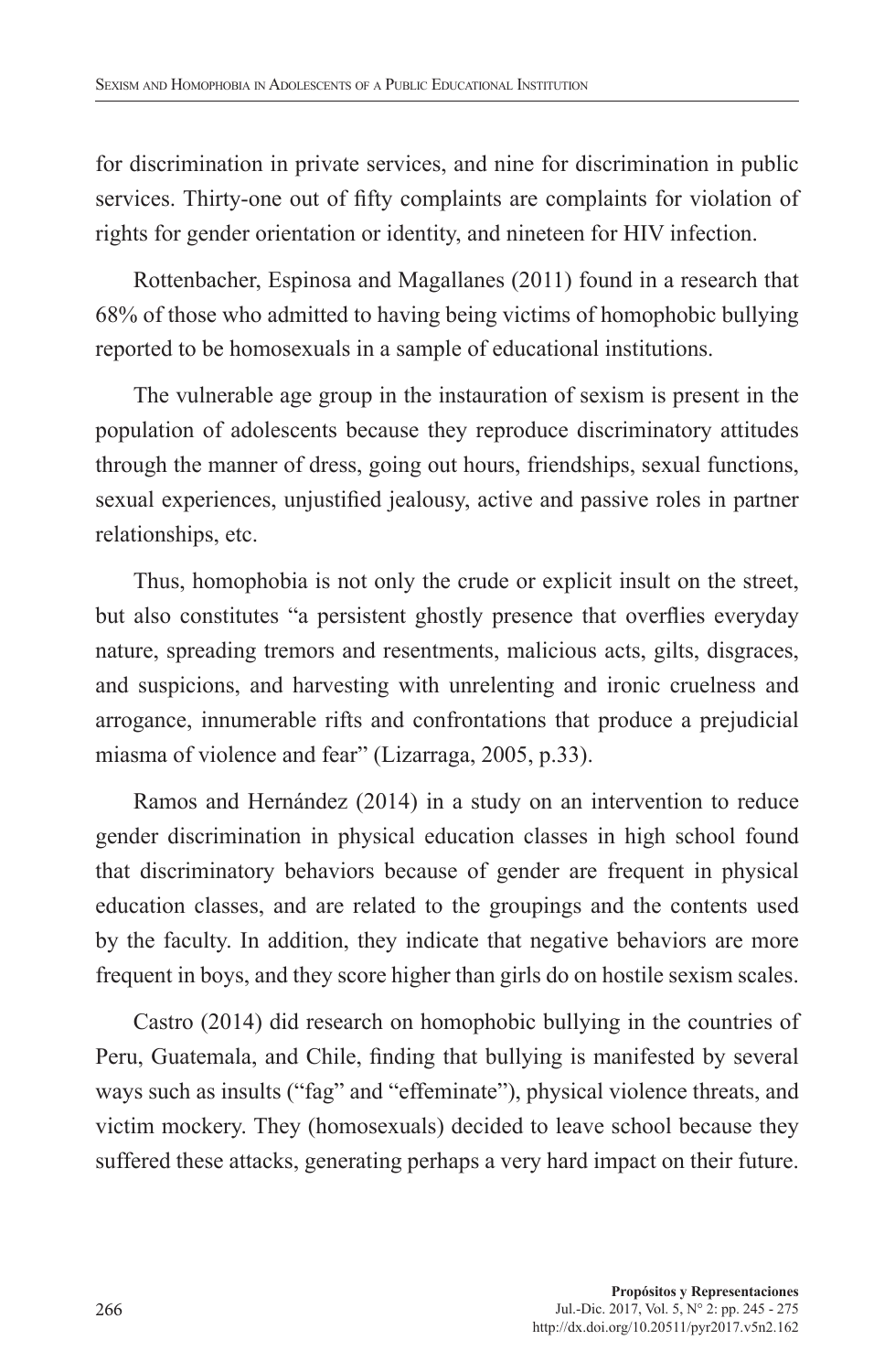for discrimination in private services, and nine for discrimination in public services. Thirty-one out of fifty complaints are complaints for violation of rights for gender orientation or identity, and nineteen for HIV infection.

Rottenbacher, Espinosa and Magallanes (2011) found in a research that 68% of those who admitted to having being victims of homophobic bullying reported to be homosexuals in a sample of educational institutions.

The vulnerable age group in the instauration of sexism is present in the population of adolescents because they reproduce discriminatory attitudes through the manner of dress, going out hours, friendships, sexual functions, sexual experiences, unjustified jealousy, active and passive roles in partner relationships, etc.

Thus, homophobia is not only the crude or explicit insult on the street, but also constitutes "a persistent ghostly presence that overflies everyday nature, spreading tremors and resentments, malicious acts, gilts, disgraces, and suspicions, and harvesting with unrelenting and ironic cruelness and arrogance, innumerable rifts and confrontations that produce a prejudicial miasma of violence and fear" (Lizarraga, 2005, p.33).

Ramos and Hernández (2014) in a study on an intervention to reduce gender discrimination in physical education classes in high school found that discriminatory behaviors because of gender are frequent in physical education classes, and are related to the groupings and the contents used by the faculty. In addition, they indicate that negative behaviors are more frequent in boys, and they score higher than girls do on hostile sexism scales.

Castro (2014) did research on homophobic bullying in the countries of Peru, Guatemala, and Chile, finding that bullying is manifested by several ways such as insults ("fag" and "effeminate"), physical violence threats, and victim mockery. They (homosexuals) decided to leave school because they suffered these attacks, generating perhaps a very hard impact on their future.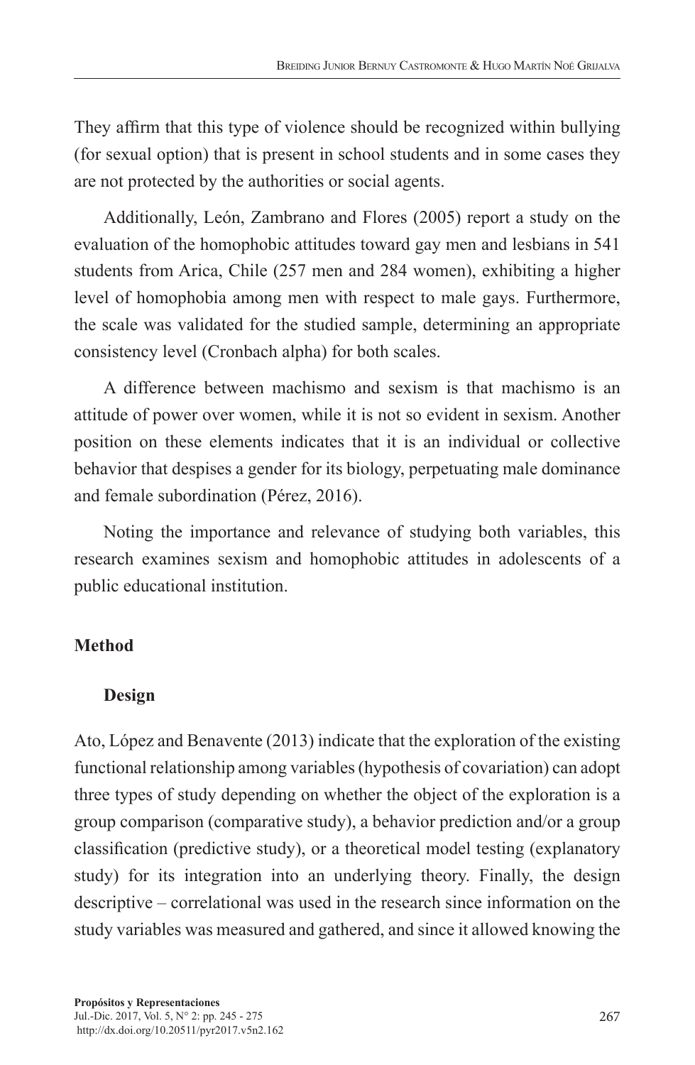They affirm that this type of violence should be recognized within bullying (for sexual option) that is present in school students and in some cases they are not protected by the authorities or social agents.

Additionally, León, Zambrano and Flores (2005) report a study on the evaluation of the homophobic attitudes toward gay men and lesbians in 541 students from Arica, Chile (257 men and 284 women), exhibiting a higher level of homophobia among men with respect to male gays. Furthermore, the scale was validated for the studied sample, determining an appropriate consistency level (Cronbach alpha) for both scales.

A difference between machismo and sexism is that machismo is an attitude of power over women, while it is not so evident in sexism. Another position on these elements indicates that it is an individual or collective behavior that despises a gender for its biology, perpetuating male dominance and female subordination (Pérez, 2016).

Noting the importance and relevance of studying both variables, this research examines sexism and homophobic attitudes in adolescents of a public educational institution.

## Method

### Design

Ato, López and Benavente (2013) indicate that the exploration of the existing functional relationship among variables (hypothesis of covariation) can adopt three types of study depending on whether the object of the exploration is a group comparison (comparative study), a behavior prediction and/or a group classification (predictive study), or a theoretical model testing (explanatory study) for its integration into an underlying theory. Finally, the design descriptive – correlational was used in the research since information on the study variables was measured and gathered, and since it allowed knowing the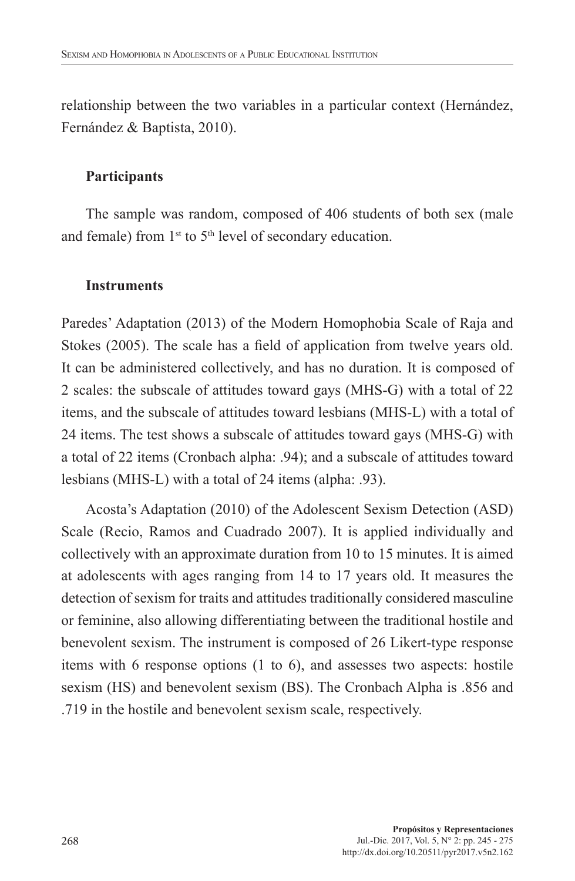relationship between the two variables in a particular context (Hernández, Fernández & Baptista, 2010).

### Participants

The sample was random, composed of 406 students of both sex (male and female) from 1st to 5th level of secondary education.

### Instruments

Paredes' Adaptation (2013) of the Modern Homophobia Scale of Raja and Stokes (2005). The scale has a field of application from twelve years old. It can be administered collectively, and has no duration. It is composed of 2 scales: the subscale of attitudes toward gays (MHS-G) with a total of 22 items, and the subscale of attitudes toward lesbians (MHS-L) with a total of 24 items. The test shows a subscale of attitudes toward gays (MHS-G) with a total of 22 items (Cronbach alpha: .94); and a subscale of attitudes toward lesbians (MHS-L) with a total of 24 items (alpha: .93).

Acosta's Adaptation (2010) of the Adolescent Sexism Detection (ASD) Scale (Recio, Ramos and Cuadrado 2007). It is applied individually and collectively with an approximate duration from 10 to 15 minutes. It is aimed at adolescents with ages ranging from 14 to 17 years old. It measures the detection of sexism for traits and attitudes traditionally considered masculine or feminine, also allowing differentiating between the traditional hostile and benevolent sexism. The instrument is composed of 26 Likert-type response items with 6 response options (1 to 6), and assesses two aspects: hostile sexism (HS) and benevolent sexism (BS). The Cronbach Alpha is .856 and .719 in the hostile and benevolent sexism scale, respectively.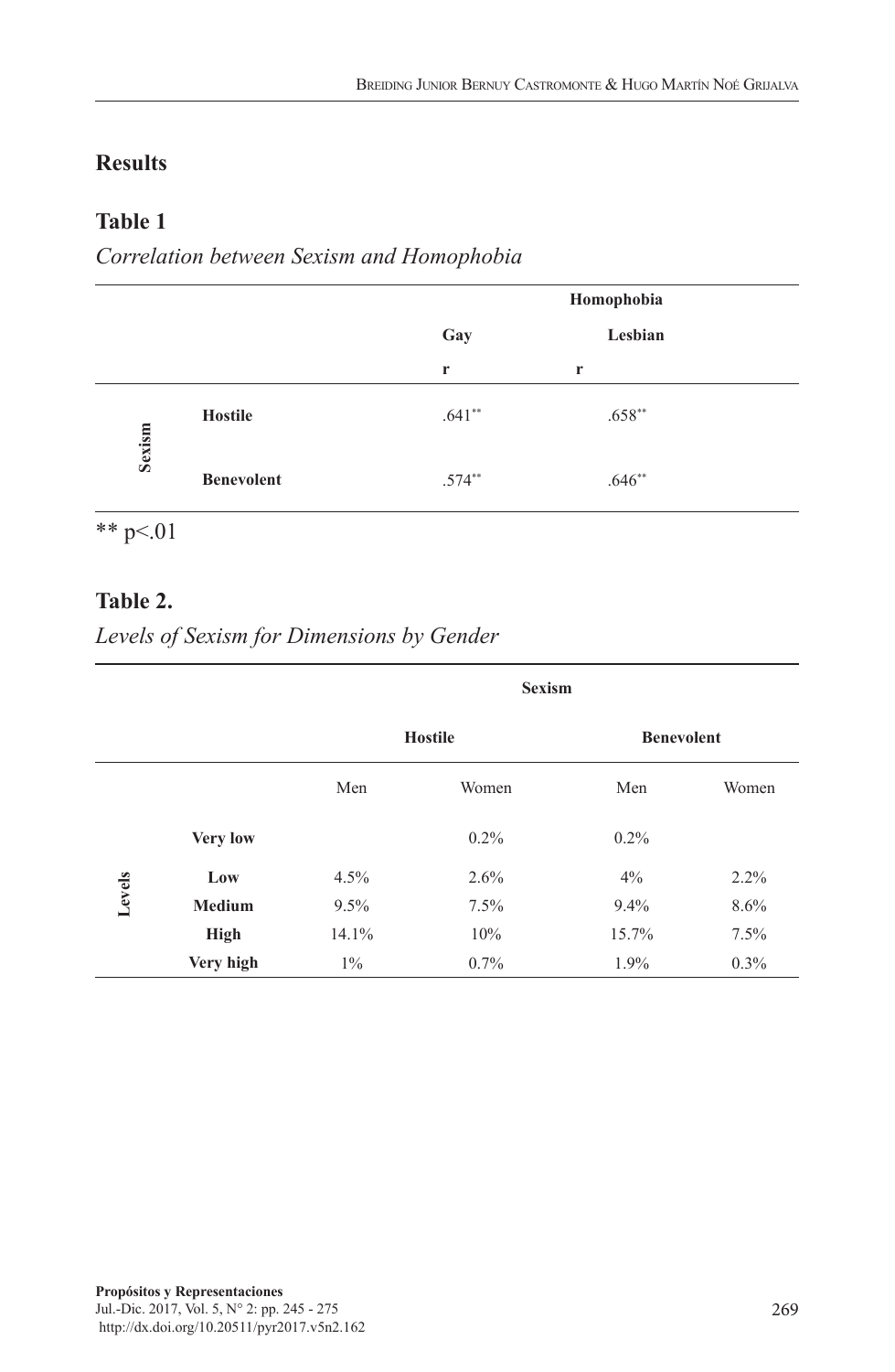## Results

### Table 1

*Correlation between Sexism and Homophobia*

| | | Homophobia | |
|---|---|---|---|
| | | Gay | Lesbian |
| | | r | r |
| Sexism | Hostile | .641** | .658** |
| | Benevolent | .574** | .646** |

** p<.01

### Table 2.

*Levels of Sexism for Dimensions by Gender*

| | | Sexism | | | |
|---|---|---|---|---|---|
| | | Hostile | | Benevolent | |
| | | Men | Women | Men | Women |
| Levels | Very low | | 0.2% | 0.2% | |
| | Low | 4.5% | 2.6% | 4% | 2.2% |
| | Medium | 9.5% | 7.5% | 9.4% | 8.6% |
| | High | 14.1% | 10% | 15.7% | 7.5% |
| | Very high | 1% | 0.7% | 1.9% | 0.3% |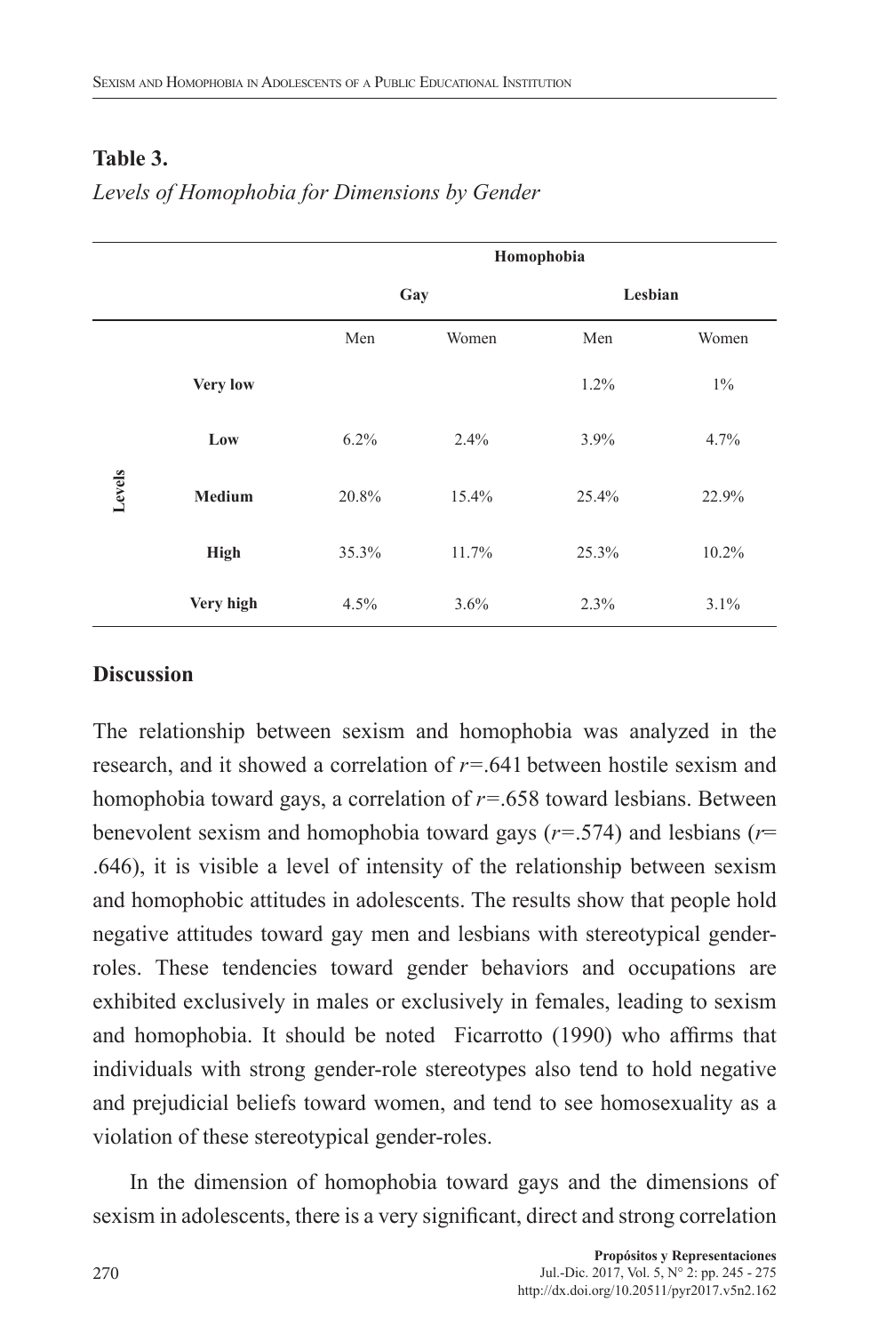**Table 3.**

*Levels of Homophobia for Dimensions by Gender*

| | | Homophobia | | | |
|---|---|---|---|---|---|
| | | Gay | | Lesbian | |
| | | Men | Women | Men | Women |
| Levels | **Very low** | | | 1.2% | 1% |
| | **Low** | 6.2% | 2.4% | 3.9% | 4.7% |
| | **Medium** | 20.8% | 15.4% | 25.4% | 22.9% |
| | **High** | 35.3% | 11.7% | 25.3% | 10.2% |
| | **Very high** | 4.5% | 3.6% | 2.3% | 3.1% |

## Discussion

The relationship between sexism and homophobia was analyzed in the research, and it showed a correlation of $r$=.641 between hostile sexism and homophobia toward gays, a correlation of $r$=.658 toward lesbians. Between benevolent sexism and homophobia toward gays ($r$=.574) and lesbians ($r$= .646), it is visible a level of intensity of the relationship between sexism and homophobic attitudes in adolescents. The results show that people hold negative attitudes toward gay men and lesbians with stereotypical gender-roles. These tendencies toward gender behaviors and occupations are exhibited exclusively in males or exclusively in females, leading to sexism and homophobia. It should be noted Ficarrotto (1990) who affirms that individuals with strong gender-role stereotypes also tend to hold negative and prejudicial beliefs toward women, and tend to see homosexuality as a violation of these stereotypical gender-roles.

In the dimension of homophobia toward gays and the dimensions of sexism in adolescents, there is a very significant, direct and strong correlation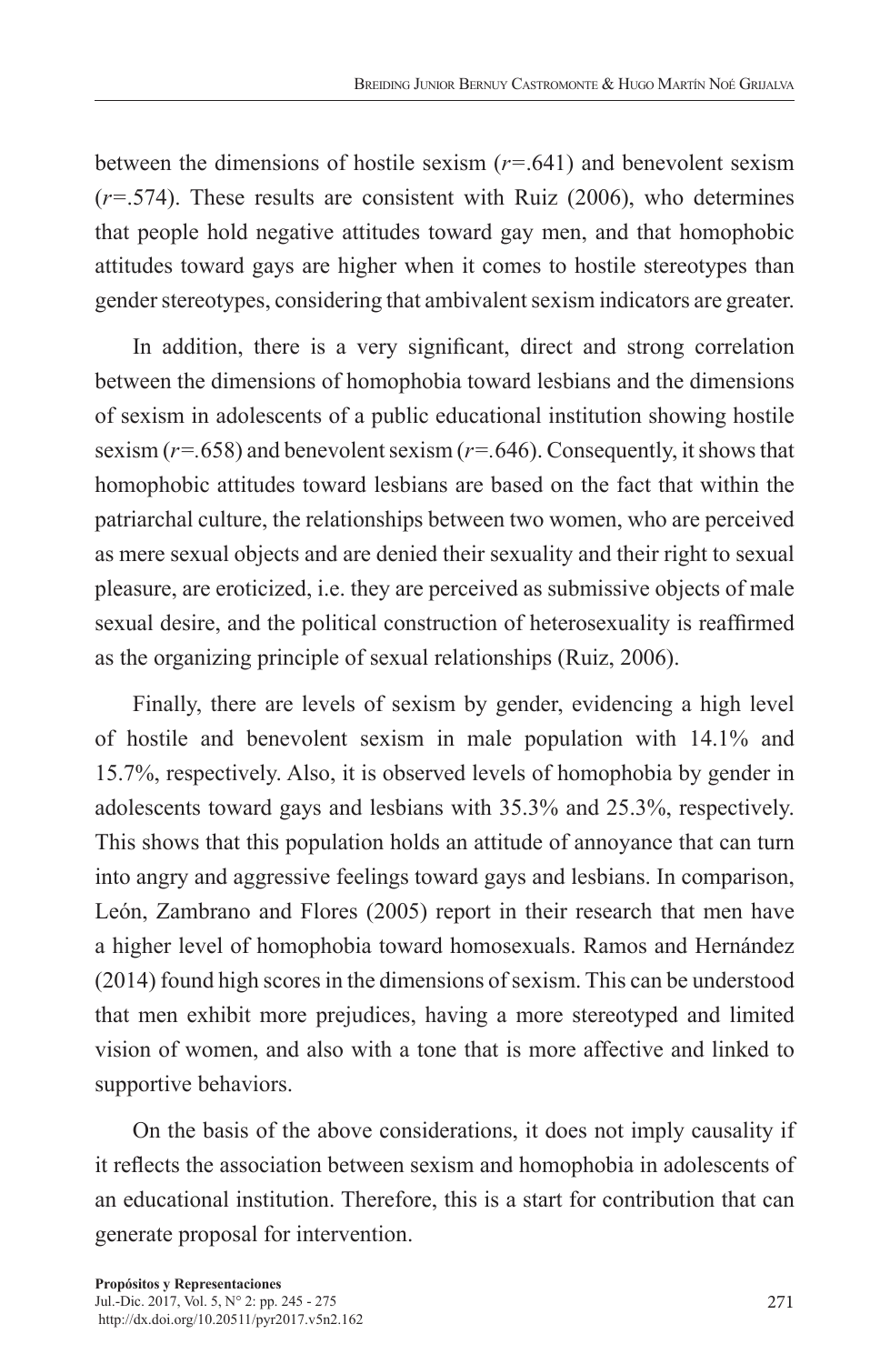between the dimensions of hostile sexism (*r*=.641) and benevolent sexism (*r*=.574). These results are consistent with Ruiz (2006), who determines that people hold negative attitudes toward gay men, and that homophobic attitudes toward gays are higher when it comes to hostile stereotypes than gender stereotypes, considering that ambivalent sexism indicators are greater.

In addition, there is a very significant, direct and strong correlation between the dimensions of homophobia toward lesbians and the dimensions of sexism in adolescents of a public educational institution showing hostile sexism (*r*=.658) and benevolent sexism (*r*=.646). Consequently, it shows that homophobic attitudes toward lesbians are based on the fact that within the patriarchal culture, the relationships between two women, who are perceived as mere sexual objects and are denied their sexuality and their right to sexual pleasure, are eroticized, i.e. they are perceived as submissive objects of male sexual desire, and the political construction of heterosexuality is reaffirmed as the organizing principle of sexual relationships (Ruiz, 2006).

Finally, there are levels of sexism by gender, evidencing a high level of hostile and benevolent sexism in male population with 14.1% and 15.7%, respectively. Also, it is observed levels of homophobia by gender in adolescents toward gays and lesbians with 35.3% and 25.3%, respectively. This shows that this population holds an attitude of annoyance that can turn into angry and aggressive feelings toward gays and lesbians. In comparison, León, Zambrano and Flores (2005) report in their research that men have a higher level of homophobia toward homosexuals. Ramos and Hernández (2014) found high scores in the dimensions of sexism. This can be understood that men exhibit more prejudices, having a more stereotyped and limited vision of women, and also with a tone that is more affective and linked to supportive behaviors.

On the basis of the above considerations, it does not imply causality if it reflects the association between sexism and homophobia in adolescents of an educational institution. Therefore, this is a start for contribution that can generate proposal for intervention.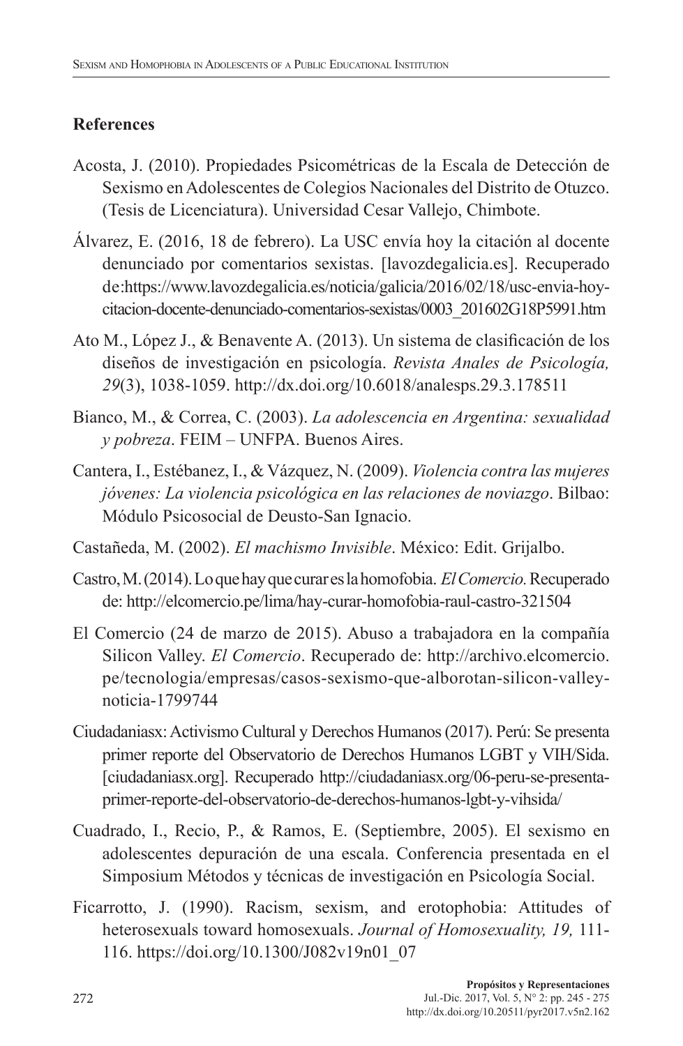## References

Acosta, J. (2010). Propiedades Psicométricas de la Escala de Detección de Sexismo en Adolescentes de Colegios Nacionales del Distrito de Otuzco. (Tesis de Licenciatura). Universidad Cesar Vallejo, Chimbote.

Álvarez, E. (2016, 18 de febrero). La USC envía hoy la citación al docente denunciado por comentarios sexistas. [lavozdegalicia.es]. Recuperado de:https://www.lavozdegalicia.es/noticia/galicia/2016/02/18/usc-envia-hoy-citacion-docente-denunciado-comentarios-sexistas/0003_201602G18P5991.htm

Ato M., López J., & Benavente A. (2013). Un sistema de clasificación de los diseños de investigación en psicología. *Revista Anales de Psicología, 29*(3), 1038-1059. http://dx.doi.org/10.6018/analesps.29.3.178511

Bianco, M., & Correa, C. (2003). *La adolescencia en Argentina: sexualidad y pobreza*. FEIM – UNFPA. Buenos Aires.

Cantera, I., Estébanez, I., & Vázquez, N. (2009). *Violencia contra las mujeres jóvenes: La violencia psicológica en las relaciones de noviazgo*. Bilbao: Módulo Psicosocial de Deusto-San Ignacio.

Castañeda, M. (2002). *El machismo Invisible*. México: Edit. Grijalbo.

Castro, M. (2014). Lo que hay que curar es la homofobia. *El Comercio.* Recuperado de: http://elcomercio.pe/lima/hay-curar-homofobia-raul-castro-321504

El Comercio (24 de marzo de 2015). Abuso a trabajadora en la compañía Silicon Valley. *El Comercio*. Recuperado de: http://archivo.elcomercio.pe/tecnologia/empresas/casos-sexismo-que-alborotan-silicon-valley-noticia-1799744

Ciudadaniasx: Activismo Cultural y Derechos Humanos (2017). Perú: Se presenta primer reporte del Observatorio de Derechos Humanos LGBT y VIH/Sida. [ciudadaniasx.org]. Recuperado http://ciudadaniasx.org/06-peru-se-presenta-primer-reporte-del-observatorio-de-derechos-humanos-lgbt-y-vihsida/

Cuadrado, I., Recio, P., & Ramos, E. (Septiembre, 2005). El sexismo en adolescentes depuración de una escala. Conferencia presentada en el Simposium Métodos y técnicas de investigación en Psicología Social.

Ficarrotto, J. (1990). Racism, sexism, and erotophobia: Attitudes of heterosexuals toward homosexuals. *Journal of Homosexuality, 19,* 111-116. https://doi.org/10.1300/J082v19n01_07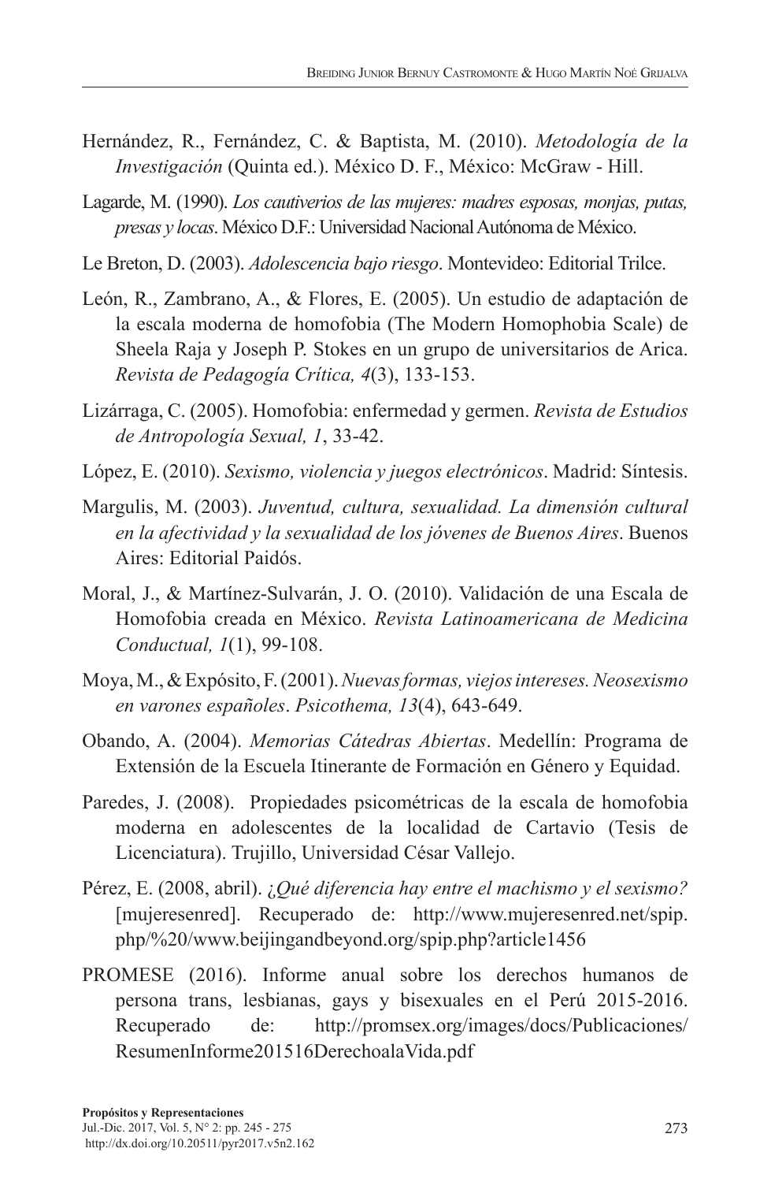Hernández, R., Fernández, C. & Baptista, M. (2010). *Metodología de la Investigación* (Quinta ed.). México D. F., México: McGraw - Hill.

Lagarde, M. (1990). *Los cautiverios de las mujeres: madres esposas, monjas, putas, presas y locas*. México D.F.: Universidad Nacional Autónoma de México.

Le Breton, D. (2003). *Adolescencia bajo riesgo*. Montevideo: Editorial Trilce.

León, R., Zambrano, A., & Flores, E. (2005). Un estudio de adaptación de la escala moderna de homofobia (The Modern Homophobia Scale) de Sheela Raja y Joseph P. Stokes en un grupo de universitarios de Arica. *Revista de Pedagogía Crítica, 4*(3), 133-153.

Lizárraga, C. (2005). Homofobia: enfermedad y germen. *Revista de Estudios de Antropología Sexual, 1*, 33-42.

López, E. (2010). *Sexismo, violencia y juegos electrónicos*. Madrid: Síntesis.

Margulis, M. (2003). *Juventud, cultura, sexualidad. La dimensión cultural en la afectividad y la sexualidad de los jóvenes de Buenos Aires*. Buenos Aires: Editorial Paidós.

Moral, J., & Martínez-Sulvarán, J. O. (2010). Validación de una Escala de Homofobia creada en México. *Revista Latinoamericana de Medicina Conductual, 1*(1), 99-108.

Moya, M., & Expósito, F. (2001). *Nuevas formas, viejos intereses. Neosexismo en varones españoles*. *Psicothema, 13*(4), 643-649.

Obando, A. (2004). *Memorias Cátedras Abiertas*. Medellín: Programa de Extensión de la Escuela Itinerante de Formación en Género y Equidad.

Paredes, J. (2008). Propiedades psicométricas de la escala de homofobia moderna en adolescentes de la localidad de Cartavio (Tesis de Licenciatura). Trujillo, Universidad César Vallejo.

Pérez, E. (2008, abril). *¿Qué diferencia hay entre el machismo y el sexismo?* [mujeresenred]. Recuperado de: http://www.mujeresenred.net/spip.php/%20/www.beijingandbeyond.org/spip.php?article1456

PROMESE (2016). Informe anual sobre los derechos humanos de persona trans, lesbianas, gays y bisexuales en el Perú 2015-2016. Recuperado de: http://promsex.org/images/docs/Publicaciones/ResumenInforme201516DerechoalaVida.pdf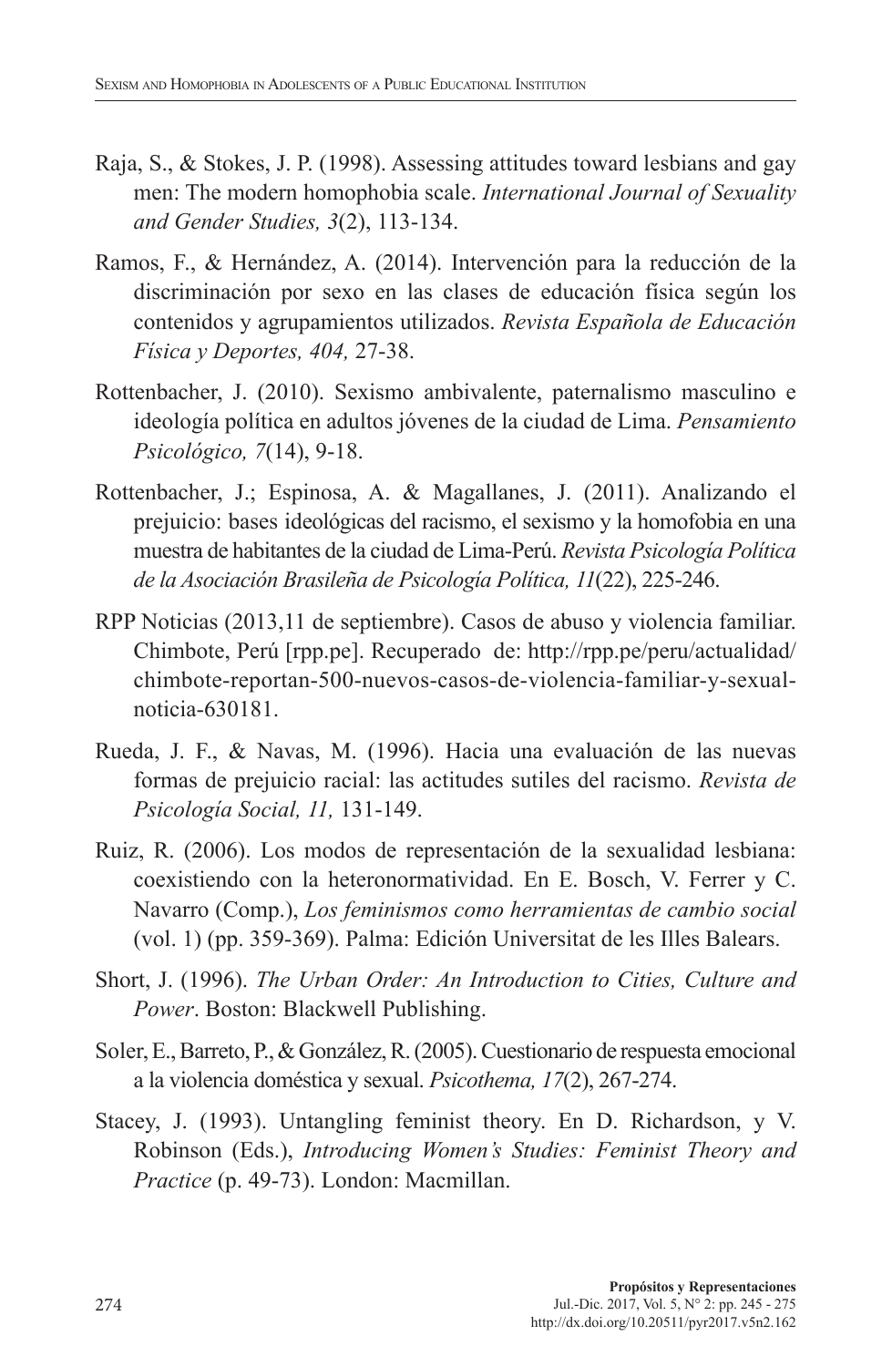Raja, S., & Stokes, J. P. (1998). Assessing attitudes toward lesbians and gay men: The modern homophobia scale. *International Journal of Sexuality and Gender Studies, 3*(2), 113-134.

Ramos, F., & Hernández, A. (2014). Intervención para la reducción de la discriminación por sexo en las clases de educación física según los contenidos y agrupamientos utilizados. *Revista Española de Educación Física y Deportes, 404,* 27-38.

Rottenbacher, J. (2010). Sexismo ambivalente, paternalismo masculino e ideología política en adultos jóvenes de la ciudad de Lima. *Pensamiento Psicológico, 7*(14), 9-18.

Rottenbacher, J.; Espinosa, A. & Magallanes, J. (2011). Analizando el prejuicio: bases ideológicas del racismo, el sexismo y la homofobia en una muestra de habitantes de la ciudad de Lima-Perú. *Revista Psicología Política de la Asociación Brasileña de Psicología Política, 11*(22), 225-246.

RPP Noticias (2013,11 de septiembre). Casos de abuso y violencia familiar. Chimbote, Perú [rpp.pe]. Recuperado de: http://rpp.pe/peru/actualidad/chimbote-reportan-500-nuevos-casos-de-violencia-familiar-y-sexual-noticia-630181.

Rueda, J. F., & Navas, M. (1996). Hacia una evaluación de las nuevas formas de prejuicio racial: las actitudes sutiles del racismo. *Revista de Psicología Social, 11,* 131-149.

Ruiz, R. (2006). Los modos de representación de la sexualidad lesbiana: coexistiendo con la heteronormatividad. En E. Bosch, V. Ferrer y C. Navarro (Comp.), *Los feminismos como herramientas de cambio social* (vol. 1) (pp. 359-369). Palma: Edición Universitat de les Illes Balears.

Short, J. (1996). *The Urban Order: An Introduction to Cities, Culture and Power*. Boston: Blackwell Publishing.

Soler, E., Barreto, P., & González, R. (2005). Cuestionario de respuesta emocional a la violencia doméstica y sexual. *Psicothema, 17*(2), 267-274.

Stacey, J. (1993). Untangling feminist theory. En D. Richardson, y V. Robinson (Eds.), *Introducing Women's Studies: Feminist Theory and Practice* (p. 49-73). London: Macmillan.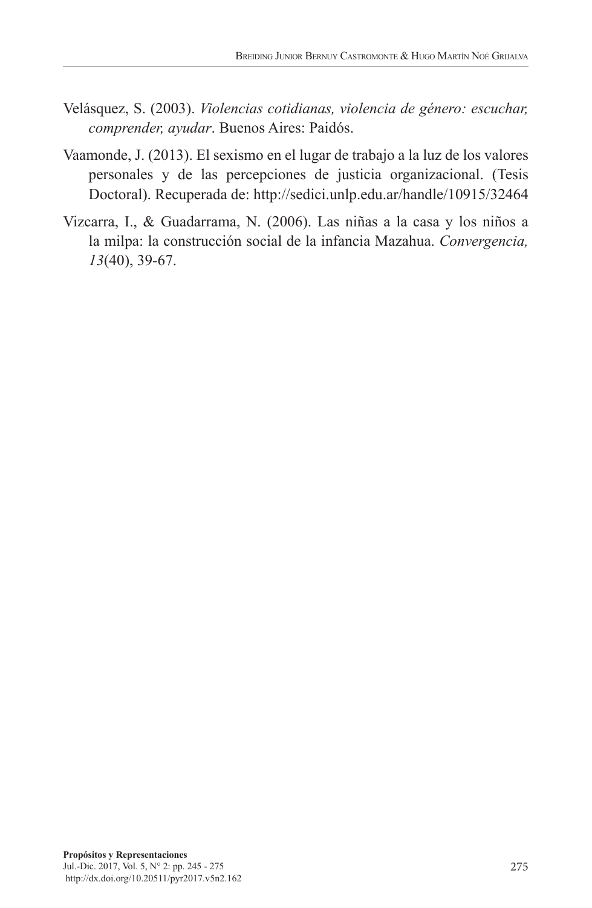Velásquez, S. (2003). *Violencias cotidianas, violencia de género: escuchar, comprender, ayudar*. Buenos Aires: Paidós.

Vaamonde, J. (2013). El sexismo en el lugar de trabajo a la luz de los valores personales y de las percepciones de justicia organizacional. (Tesis Doctoral). Recuperada de: http://sedici.unlp.edu.ar/handle/10915/32464

Vizcarra, I., & Guadarrama, N. (2006). Las niñas a la casa y los niños a la milpa: la construcción social de la infancia Mazahua. *Convergencia, 13*(40), 39-67.